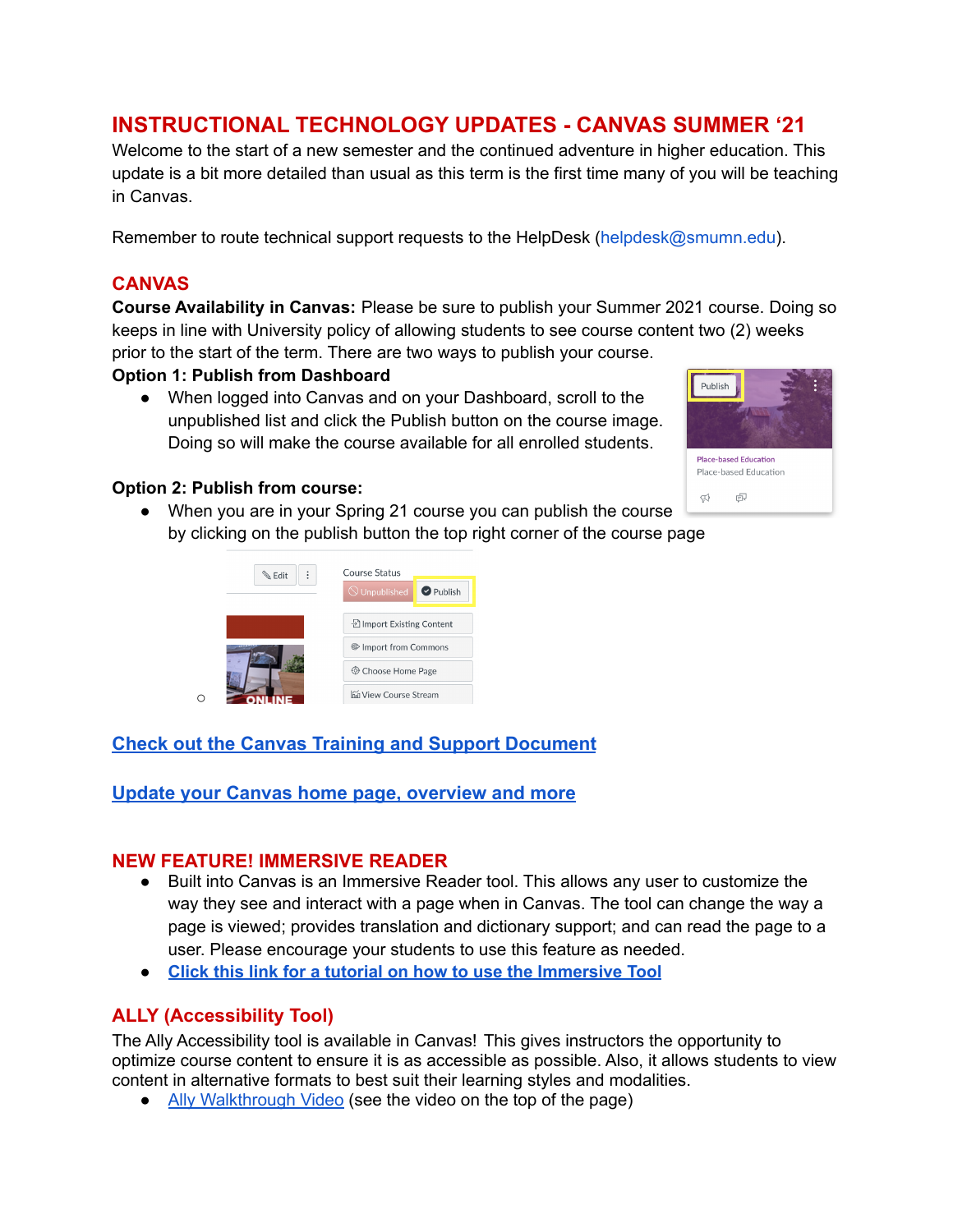# INSTRUCTIONAL TECHNOLOGY UPDATES - CANVAS SUMMER '21

Welcome to the start of a new semester and the continued adventure in higher education. This update is a bit more detailed than usual as this term is the first time many of you will be teaching in Canvas.

Remember to route technical support requests to the HelpDesk (helpdesk@smumn.edu).

## CANVAS

**Course Availability in Canvas:** Please be sure to publish your Summer 2021 course. Doing so keeps in line with University policy of allowing students to see course content two (2) weeks prior to the start of the term. There are two ways to publish your course.

**Option 1: Publish from Dashboard**

- When logged into Canvas and on your Dashboard, scroll to the unpublished list and click the Publish button on the course image. Doing so will make the course available for all enrolled students.

**Option 2: Publish from course:**

- When you are in your Spring 21 course you can publish the course by clicking on the publish button the top right corner of the course page

**[Check out the Canvas Training and Support Document]()**

**[Update your Canvas home page, overview and more]()**

## NEW FEATURE! IMMERSIVE READER

- Built into Canvas is an Immersive Reader tool. This allows any user to customize the way they see and interact with a page when in Canvas. The tool can change the way a page is viewed; provides translation and dictionary support; and can read the page to a user. Please encourage your students to use this feature as needed.
- **[Click this link for a tutorial on how to use the Immersive Tool]()**

## ALLY (Accessibility Tool)

The Ally Accessibility tool is available in Canvas! This gives instructors the opportunity to optimize course content to ensure it is as accessible as possible. Also, it allows students to view content in alternative formats to best suit their learning styles and modalities.

- [Ally Walkthrough Video]() (see the video on the top of the page)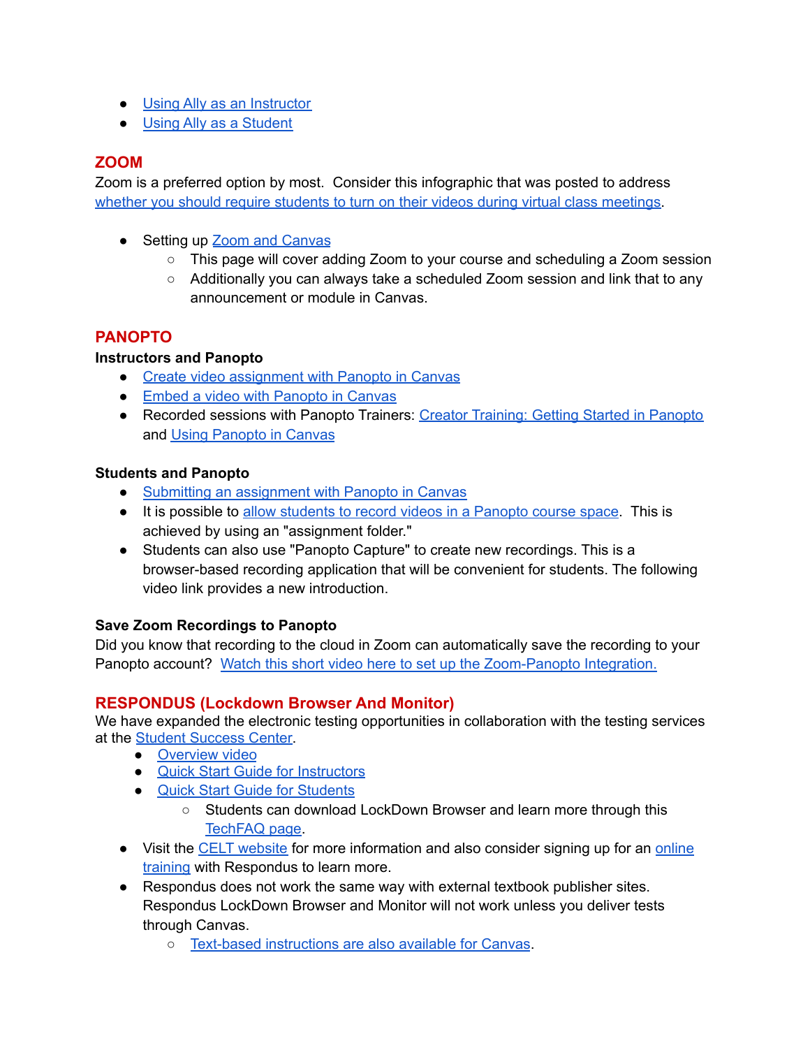- Using Ally as an Instructor
- Using Ally as a Student

## ZOOM

Zoom is a preferred option by most.  Consider this infographic that was posted to address whether you should require students to turn on their videos during virtual class meetings.

- Setting up Zoom and Canvas
    - This page will cover adding Zoom to your course and scheduling a Zoom session
    - Additionally you can always take a scheduled Zoom session and link that to any announcement or module in Canvas.

## PANOPTO

**Instructors and Panopto**

- Create video assignment with Panopto in Canvas
- Embed a video with Panopto in Canvas
- Recorded sessions with Panopto Trainers: Creator Training: Getting Started in Panopto and Using Panopto in Canvas

**Students and Panopto**

- Submitting an assignment with Panopto in Canvas
- It is possible to allow students to record videos in a Panopto course space.  This is achieved by using an "assignment folder."
- Students can also use "Panopto Capture" to create new recordings. This is a browser-based recording application that will be convenient for students. The following video link provides a new introduction.

**Save Zoom Recordings to Panopto**

Did you know that recording to the cloud in Zoom can automatically save the recording to your Panopto account?  Watch this short video here to set up the Zoom-Panopto Integration.

## RESPONDUS (Lockdown Browser And Monitor)

We have expanded the electronic testing opportunities in collaboration with the testing services at the Student Success Center.

- Overview video
- Quick Start Guide for Instructors
- Quick Start Guide for Students
    - Students can download LockDown Browser and learn more through this TechFAQ page.
- Visit the CELT website for more information and also consider signing up for an online training with Respondus to learn more.
- Respondus does not work the same way with external textbook publisher sites. Respondus LockDown Browser and Monitor will not work unless you deliver tests through Canvas.
    - Text-based instructions are also available for Canvas.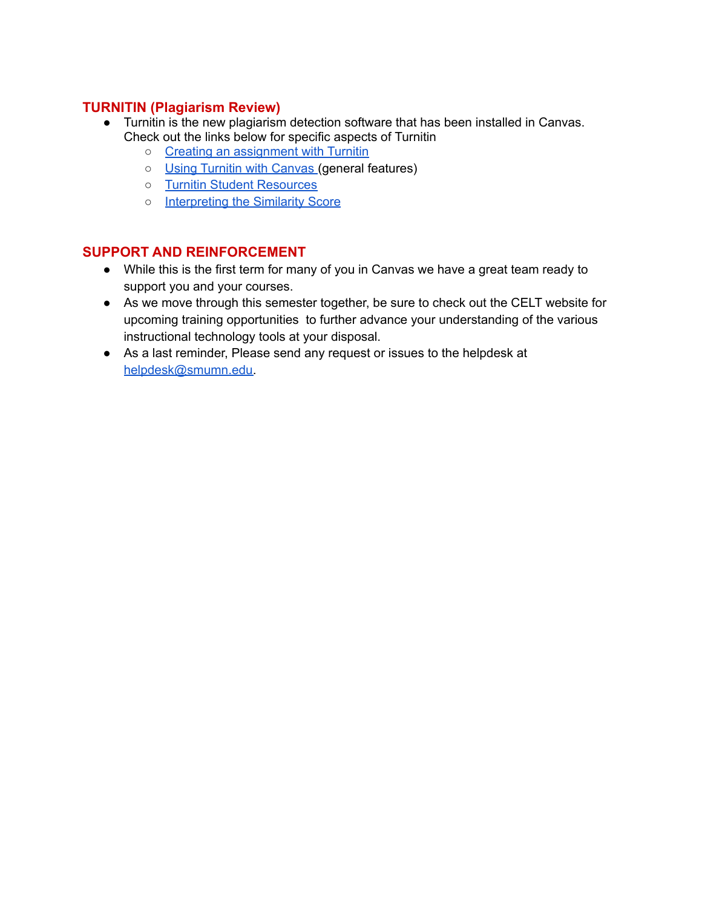## TURNITIN (Plagiarism Review)

- Turnitin is the new plagiarism detection software that has been installed in Canvas. Check out the links below for specific aspects of Turnitin
  - Creating an assignment with Turnitin
  - Using Turnitin with Canvas (general features)
  - Turnitin Student Resources
  - Interpreting the Similarity Score

## SUPPORT AND REINFORCEMENT

- While this is the first term for many of you in Canvas we have a great team ready to support you and your courses.
- As we move through this semester together, be sure to check out the CELT website for upcoming training opportunities  to further advance your understanding of the various instructional technology tools at your disposal.
- As a last reminder, Please send any request or issues to the helpdesk at helpdesk@smumn.edu.